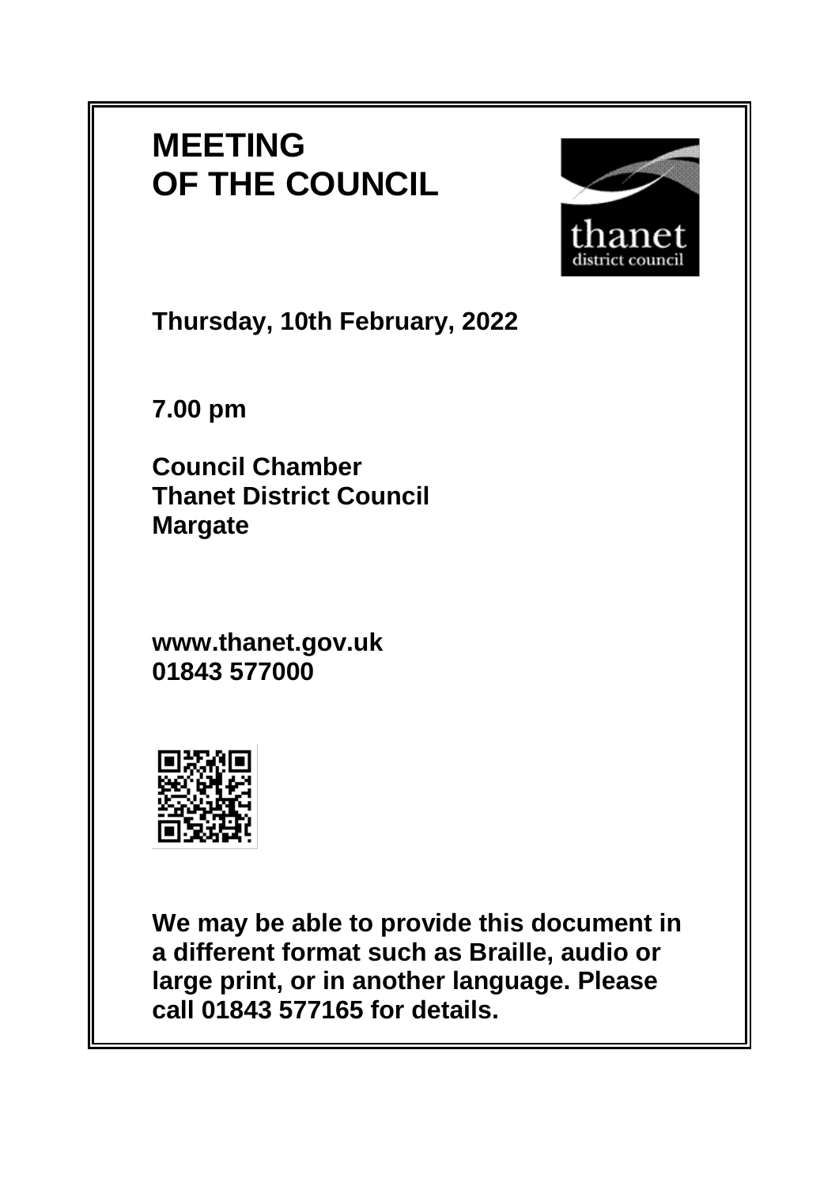# MEETING OF THE COUNCIL

**Thursday, 10th February, 2022**

**7.00 pm**

**Council Chamber**
**Thanet District Council**
**Margate**

**www.thanet.gov.uk**
**01843 577000**

**We may be able to provide this document in a different format such as Braille, audio or large print, or in another language. Please call 01843 577165 for details.**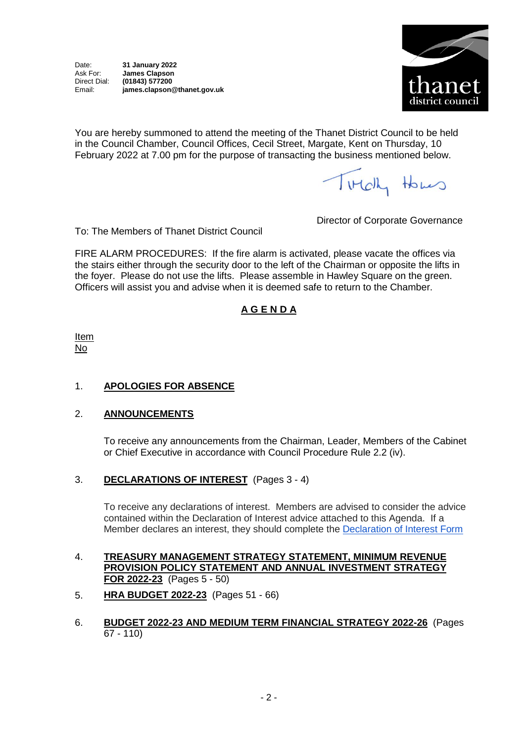Date: **31 January 2022**
Ask For: **James Clapson**
Direct Dial: **(01843) 577200**
Email: **james.clapson@thanet.gov.uk**

thanet district council

You are hereby summoned to attend the meeting of the Thanet District Council to be held in the Council Chamber, Council Offices, Cecil Street, Margate, Kent on Thursday, 10 February 2022 at 7.00 pm for the purpose of transacting the business mentioned below.

Director of Corporate Governance

To: The Members of Thanet District Council

FIRE ALARM PROCEDURES: If the fire alarm is activated, please vacate the offices via the stairs either through the security door to the left of the Chairman or opposite the lifts in the foyer. Please do not use the lifts. Please assemble in Hawley Square on the green. Officers will assist you and advise when it is deemed safe to return to the Chamber.

## A G E N D A

Item No

1. **APOLOGIES FOR ABSENCE**

2. **ANNOUNCEMENTS**

   To receive any announcements from the Chairman, Leader, Members of the Cabinet or Chief Executive in accordance with Council Procedure Rule 2.2 (iv).

3. **DECLARATIONS OF INTEREST** (Pages 3 - 4)

   To receive any declarations of interest. Members are advised to consider the advice contained within the Declaration of Interest advice attached to this Agenda. If a Member declares an interest, they should complete the Declaration of Interest Form

4. **TREASURY MANAGEMENT STRATEGY STATEMENT, MINIMUM REVENUE PROVISION POLICY STATEMENT AND ANNUAL INVESTMENT STRATEGY FOR 2022-23** (Pages 5 - 50)

5. **HRA BUDGET 2022-23** (Pages 51 - 66)

6. **BUDGET 2022-23 AND MEDIUM TERM FINANCIAL STRATEGY 2022-26** (Pages 67 - 110)